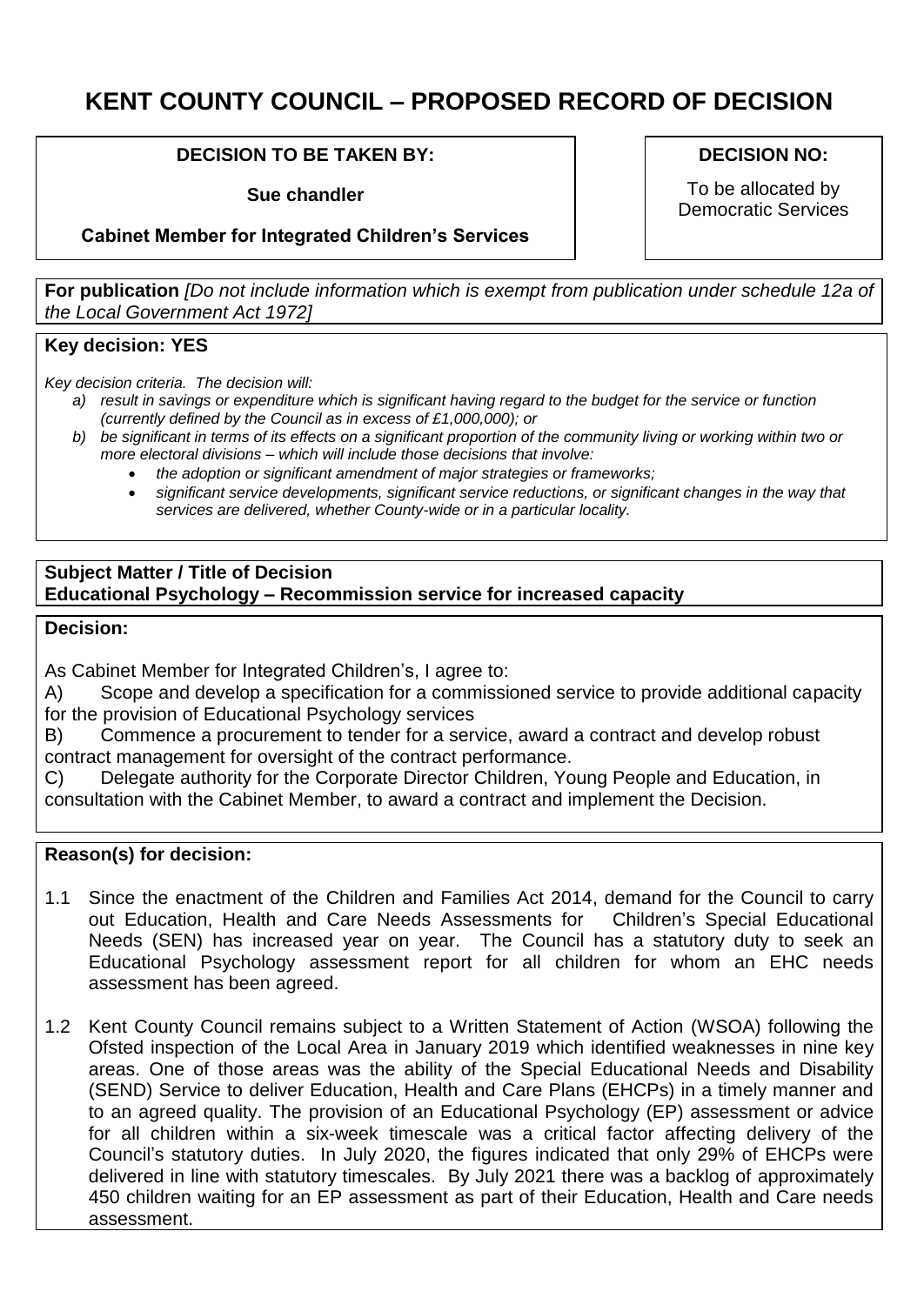# KENT COUNTY COUNCIL – PROPOSED RECORD OF DECISION

| | |
|---|---|
| **DECISION TO BE TAKEN BY:**<br><br>**Sue chandler**<br><br>**Cabinet Member for Integrated Children's Services** | **DECISION NO:**<br><br>To be allocated by Democratic Services |

**For publication** *[Do not include information which is exempt from publication under schedule 12a of the Local Government Act 1972]*

**Key decision: YES**

*Key decision criteria. The decision will:*

*a) result in savings or expenditure which is significant having regard to the budget for the service or function (currently defined by the Council as in excess of £1,000,000); or*

*b) be significant in terms of its effects on a significant proportion of the community living or working within two or more electoral divisions – which will include those decisions that involve:*

- *the adoption or significant amendment of major strategies or frameworks;*
- *significant service developments, significant service reductions, or significant changes in the way that services are delivered, whether County-wide or in a particular locality.*

**Subject Matter / Title of Decision**
**Educational Psychology – Recommission service for increased capacity**

**Decision:**

As Cabinet Member for Integrated Children's, I agree to:

A) Scope and develop a specification for a commissioned service to provide additional capacity for the provision of Educational Psychology services

B) Commence a procurement to tender for a service, award a contract and develop robust contract management for oversight of the contract performance.

C) Delegate authority for the Corporate Director Children, Young People and Education, in consultation with the Cabinet Member, to award a contract and implement the Decision.

**Reason(s) for decision:**

1.1 Since the enactment of the Children and Families Act 2014, demand for the Council to carry out Education, Health and Care Needs Assessments for Children's Special Educational Needs (SEN) has increased year on year. The Council has a statutory duty to seek an Educational Psychology assessment report for all children for whom an EHC needs assessment has been agreed.

1.2 Kent County Council remains subject to a Written Statement of Action (WSOA) following the Ofsted inspection of the Local Area in January 2019 which identified weaknesses in nine key areas. One of those areas was the ability of the Special Educational Needs and Disability (SEND) Service to deliver Education, Health and Care Plans (EHCPs) in a timely manner and to an agreed quality. The provision of an Educational Psychology (EP) assessment or advice for all children within a six-week timescale was a critical factor affecting delivery of the Council's statutory duties. In July 2020, the figures indicated that only 29% of EHCPs were delivered in line with statutory timescales. By July 2021 there was a backlog of approximately 450 children waiting for an EP assessment as part of their Education, Health and Care needs assessment.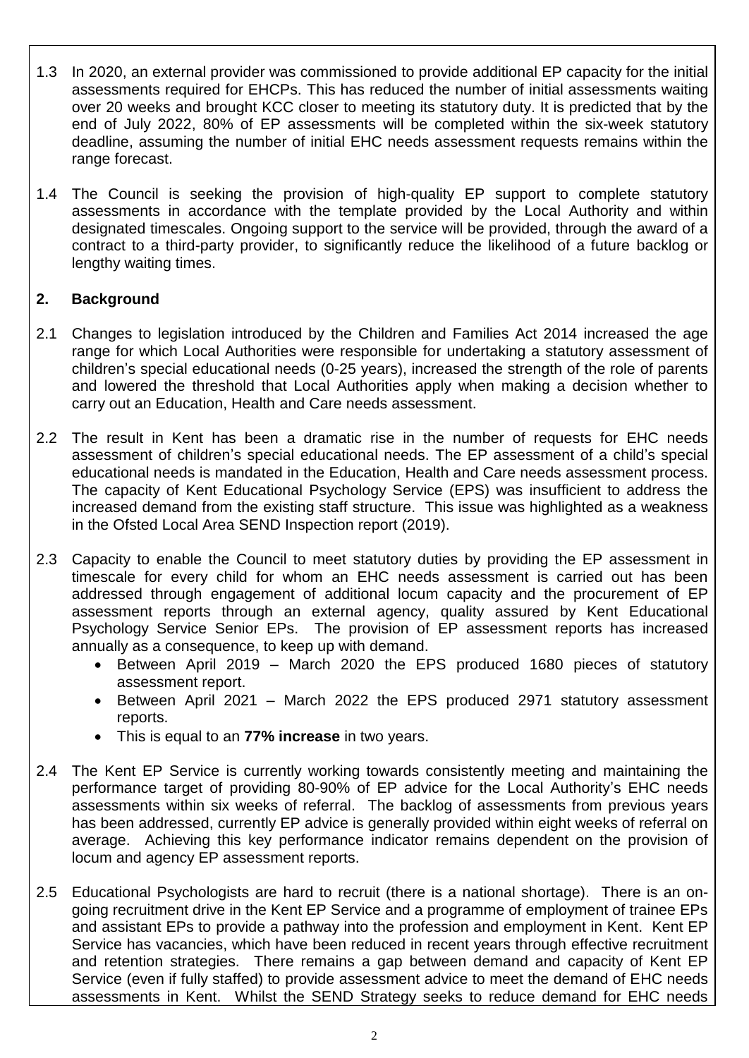1.3 In 2020, an external provider was commissioned to provide additional EP capacity for the initial assessments required for EHCPs. This has reduced the number of initial assessments waiting over 20 weeks and brought KCC closer to meeting its statutory duty. It is predicted that by the end of July 2022, 80% of EP assessments will be completed within the six-week statutory deadline, assuming the number of initial EHC needs assessment requests remains within the range forecast.

1.4 The Council is seeking the provision of high-quality EP support to complete statutory assessments in accordance with the template provided by the Local Authority and within designated timescales. Ongoing support to the service will be provided, through the award of a contract to a third-party provider, to significantly reduce the likelihood of a future backlog or lengthy waiting times.

## 2. Background

2.1 Changes to legislation introduced by the Children and Families Act 2014 increased the age range for which Local Authorities were responsible for undertaking a statutory assessment of children's special educational needs (0-25 years), increased the strength of the role of parents and lowered the threshold that Local Authorities apply when making a decision whether to carry out an Education, Health and Care needs assessment.

2.2 The result in Kent has been a dramatic rise in the number of requests for EHC needs assessment of children's special educational needs. The EP assessment of a child's special educational needs is mandated in the Education, Health and Care needs assessment process. The capacity of Kent Educational Psychology Service (EPS) was insufficient to address the increased demand from the existing staff structure. This issue was highlighted as a weakness in the Ofsted Local Area SEND Inspection report (2019).

2.3 Capacity to enable the Council to meet statutory duties by providing the EP assessment in timescale for every child for whom an EHC needs assessment is carried out has been addressed through engagement of additional locum capacity and the procurement of EP assessment reports through an external agency, quality assured by Kent Educational Psychology Service Senior EPs. The provision of EP assessment reports has increased annually as a consequence, to keep up with demand.

- Between April 2019 – March 2020 the EPS produced 1680 pieces of statutory assessment report.
- Between April 2021 – March 2022 the EPS produced 2971 statutory assessment reports.
- This is equal to an **77% increase** in two years.

2.4 The Kent EP Service is currently working towards consistently meeting and maintaining the performance target of providing 80-90% of EP advice for the Local Authority's EHC needs assessments within six weeks of referral. The backlog of assessments from previous years has been addressed, currently EP advice is generally provided within eight weeks of referral on average. Achieving this key performance indicator remains dependent on the provision of locum and agency EP assessment reports.

2.5 Educational Psychologists are hard to recruit (there is a national shortage). There is an on-going recruitment drive in the Kent EP Service and a programme of employment of trainee EPs and assistant EPs to provide a pathway into the profession and employment in Kent. Kent EP Service has vacancies, which have been reduced in recent years through effective recruitment and retention strategies. There remains a gap between demand and capacity of Kent EP Service (even if fully staffed) to provide assessment advice to meet the demand of EHC needs assessments in Kent. Whilst the SEND Strategy seeks to reduce demand for EHC needs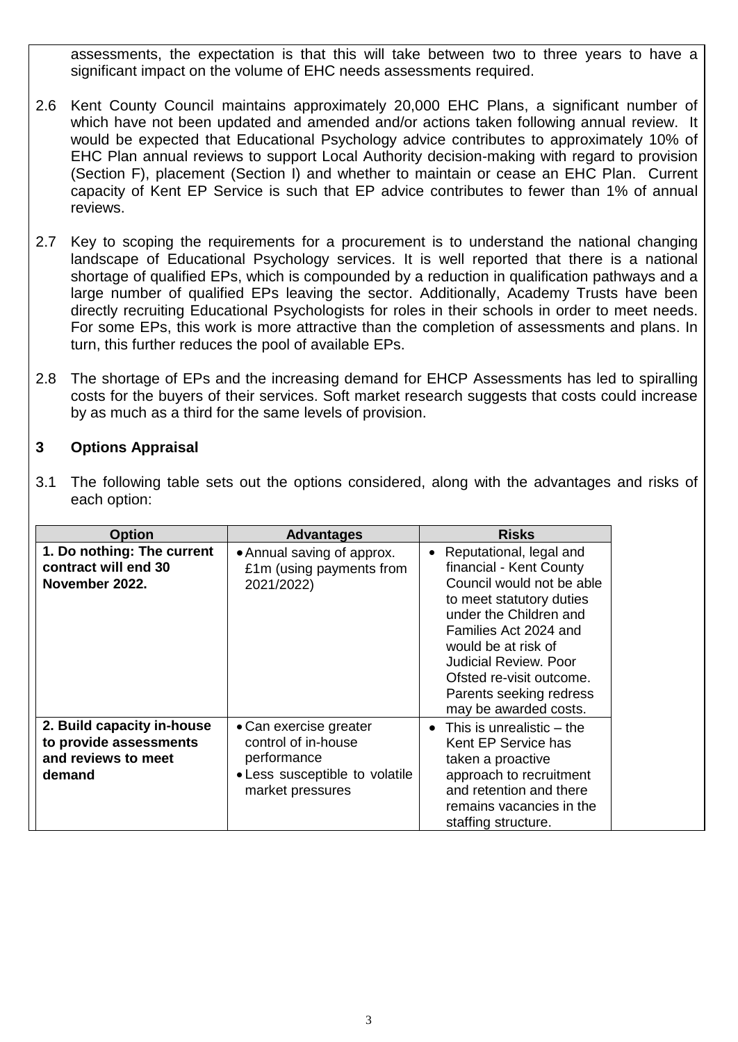assessments, the expectation is that this will take between two to three years to have a significant impact on the volume of EHC needs assessments required.

2.6 Kent County Council maintains approximately 20,000 EHC Plans, a significant number of which have not been updated and amended and/or actions taken following annual review. It would be expected that Educational Psychology advice contributes to approximately 10% of EHC Plan annual reviews to support Local Authority decision-making with regard to provision (Section F), placement (Section I) and whether to maintain or cease an EHC Plan. Current capacity of Kent EP Service is such that EP advice contributes to fewer than 1% of annual reviews.

2.7 Key to scoping the requirements for a procurement is to understand the national changing landscape of Educational Psychology services. It is well reported that there is a national shortage of qualified EPs, which is compounded by a reduction in qualification pathways and a large number of qualified EPs leaving the sector. Additionally, Academy Trusts have been directly recruiting Educational Psychologists for roles in their schools in order to meet needs. For some EPs, this work is more attractive than the completion of assessments and plans. In turn, this further reduces the pool of available EPs.

2.8 The shortage of EPs and the increasing demand for EHCP Assessments has led to spiralling costs for the buyers of their services. Soft market research suggests that costs could increase by as much as a third for the same levels of provision.

## 3 Options Appraisal

3.1 The following table sets out the options considered, along with the advantages and risks of each option:

| Option | Advantages | Risks |
|---|---|---|
| **1. Do nothing: The current contract will end 30 November 2022.** | • Annual saving of approx. £1m (using payments from 2021/2022) | • Reputational, legal and financial - Kent County Council would not be able to meet statutory duties under the Children and Families Act 2024 and would be at risk of Judicial Review. Poor Ofsted re-visit outcome. Parents seeking redress may be awarded costs. |
| **2. Build capacity in-house to provide assessments and reviews to meet demand** | • Can exercise greater control of in-house performance<br>• Less susceptible to volatile market pressures | • This is unrealistic – the Kent EP Service has taken a proactive approach to recruitment and retention and there remains vacancies in the staffing structure. |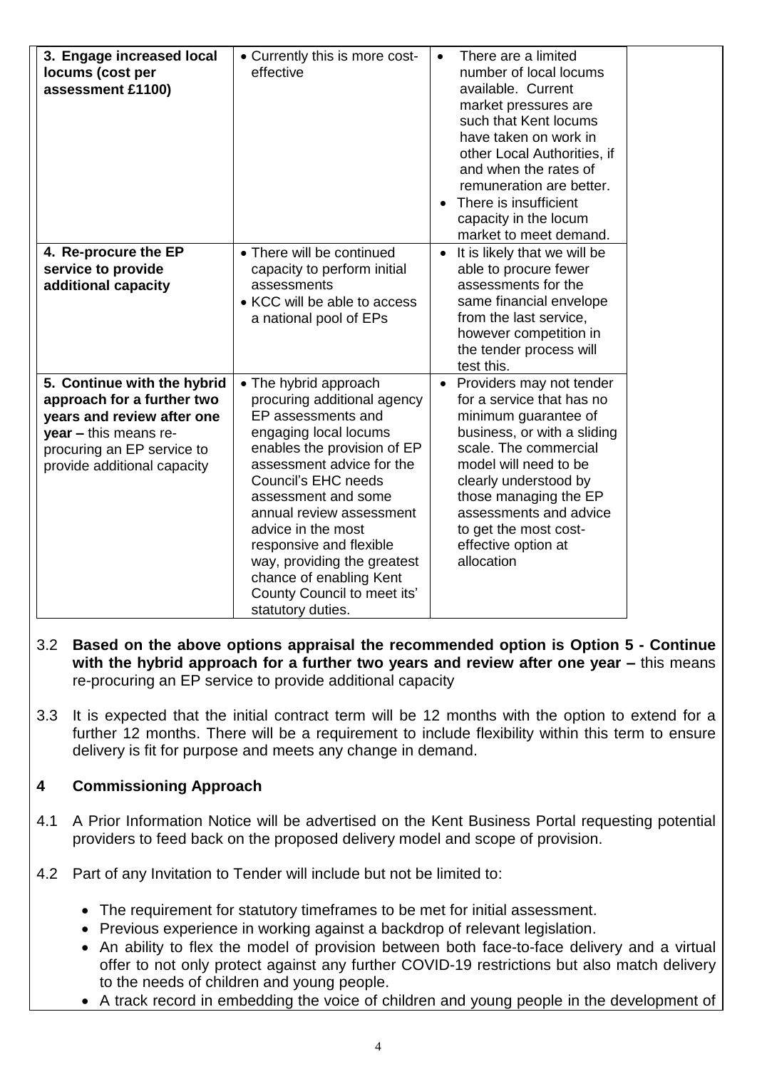| | | |
|---|---|---|
| **3. Engage increased local locums (cost per assessment £1100)** | • Currently this is more cost-effective | • There are a limited number of local locums available. Current market pressures are such that Kent locums have taken on work in other Local Authorities, if and when the rates of remuneration are better.<br>• There is insufficient capacity in the locum market to meet demand. |
| **4. Re-procure the EP service to provide additional capacity** | • There will be continued capacity to perform initial assessments<br>• KCC will be able to access a national pool of EPs | • It is likely that we will be able to procure fewer assessments for the same financial envelope from the last service, however competition in the tender process will test this. |
| **5. Continue with the hybrid approach for a further two years and review after one year –** this means re-procuring an EP service to provide additional capacity | • The hybrid approach procuring additional agency EP assessments and engaging local locums enables the provision of EP assessment advice for the Council's EHC needs assessment and some annual review assessment advice in the most responsive and flexible way, providing the greatest chance of enabling Kent County Council to meet its' statutory duties. | • Providers may not tender for a service that has no minimum guarantee of business, or with a sliding scale. The commercial model will need to be clearly understood by those managing the EP assessments and advice to get the most cost-effective option at allocation |

3.2 **Based on the above options appraisal the recommended option is Option 5 - Continue with the hybrid approach for a further two years and review after one year –** this means re-procuring an EP service to provide additional capacity

3.3 It is expected that the initial contract term will be 12 months with the option to extend for a further 12 months. There will be a requirement to include flexibility within this term to ensure delivery is fit for purpose and meets any change in demand.

## 4 Commissioning Approach

4.1 A Prior Information Notice will be advertised on the Kent Business Portal requesting potential providers to feed back on the proposed delivery model and scope of provision.

4.2 Part of any Invitation to Tender will include but not be limited to:

- The requirement for statutory timeframes to be met for initial assessment.
- Previous experience in working against a backdrop of relevant legislation.
- An ability to flex the model of provision between both face-to-face delivery and a virtual offer to not only protect against any further COVID-19 restrictions but also match delivery to the needs of children and young people.
- A track record in embedding the voice of children and young people in the development of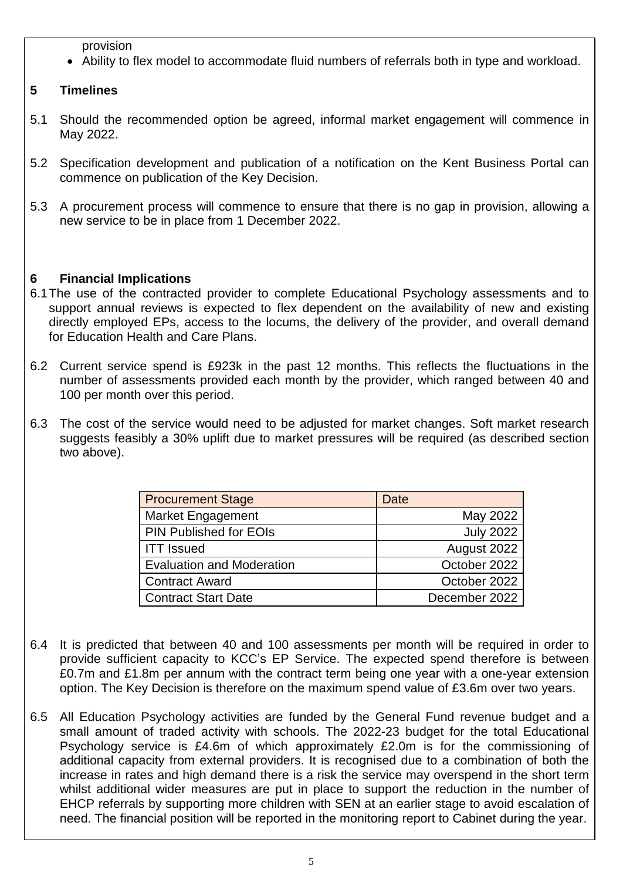provision

- Ability to flex model to accommodate fluid numbers of referrals both in type and workload.

## 5 Timelines

5.1 Should the recommended option be agreed, informal market engagement will commence in May 2022.

5.2 Specification development and publication of a notification on the Kent Business Portal can commence on publication of the Key Decision.

5.3 A procurement process will commence to ensure that there is no gap in provision, allowing a new service to be in place from 1 December 2022.

## 6 Financial Implications

6.1 The use of the contracted provider to complete Educational Psychology assessments and to support annual reviews is expected to flex dependent on the availability of new and existing directly employed EPs, access to the locums, the delivery of the provider, and overall demand for Education Health and Care Plans.

6.2 Current service spend is £923k in the past 12 months. This reflects the fluctuations in the number of assessments provided each month by the provider, which ranged between 40 and 100 per month over this period.

6.3 The cost of the service would need to be adjusted for market changes. Soft market research suggests feasibly a 30% uplift due to market pressures will be required (as described section two above).

| Procurement Stage | Date |
|---|---|
| Market Engagement | May 2022 |
| PIN Published for EOIs | July 2022 |
| ITT Issued | August 2022 |
| Evaluation and Moderation | October 2022 |
| Contract Award | October 2022 |
| Contract Start Date | December 2022 |

6.4 It is predicted that between 40 and 100 assessments per month will be required in order to provide sufficient capacity to KCC's EP Service. The expected spend therefore is between £0.7m and £1.8m per annum with the contract term being one year with a one-year extension option. The Key Decision is therefore on the maximum spend value of £3.6m over two years.

6.5 All Education Psychology activities are funded by the General Fund revenue budget and a small amount of traded activity with schools. The 2022-23 budget for the total Educational Psychology service is £4.6m of which approximately £2.0m is for the commissioning of additional capacity from external providers. It is recognised due to a combination of both the increase in rates and high demand there is a risk the service may overspend in the short term whilst additional wider measures are put in place to support the reduction in the number of EHCP referrals by supporting more children with SEN at an earlier stage to avoid escalation of need. The financial position will be reported in the monitoring report to Cabinet during the year.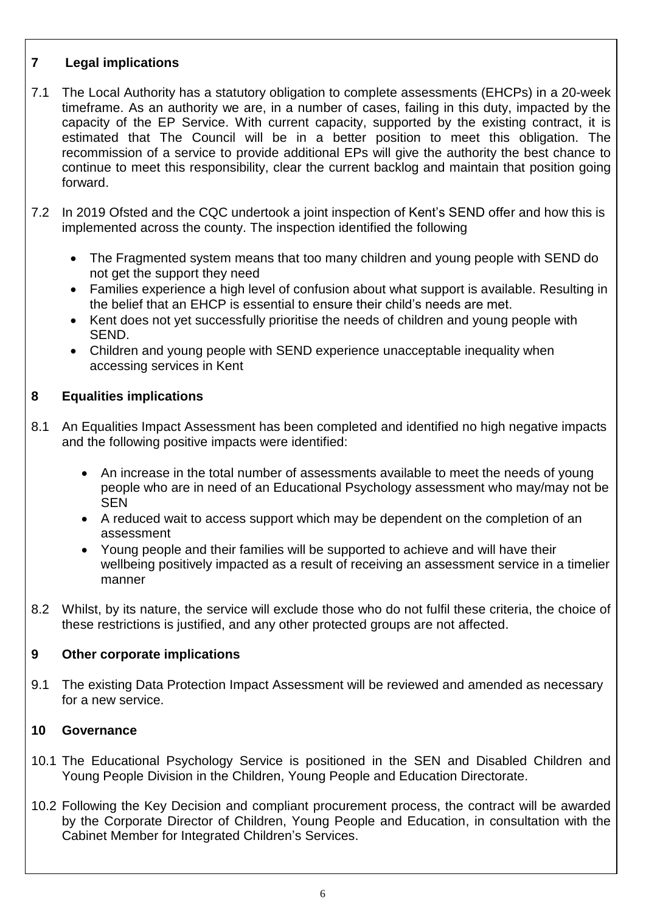## 7 Legal implications

7.1 The Local Authority has a statutory obligation to complete assessments (EHCPs) in a 20-week timeframe. As an authority we are, in a number of cases, failing in this duty, impacted by the capacity of the EP Service. With current capacity, supported by the existing contract, it is estimated that The Council will be in a better position to meet this obligation. The recommission of a service to provide additional EPs will give the authority the best chance to continue to meet this responsibility, clear the current backlog and maintain that position going forward.

7.2 In 2019 Ofsted and the CQC undertook a joint inspection of Kent's SEND offer and how this is implemented across the county. The inspection identified the following

- The Fragmented system means that too many children and young people with SEND do not get the support they need
- Families experience a high level of confusion about what support is available. Resulting in the belief that an EHCP is essential to ensure their child's needs are met.
- Kent does not yet successfully prioritise the needs of children and young people with SEND.
- Children and young people with SEND experience unacceptable inequality when accessing services in Kent

## 8 Equalities implications

8.1 An Equalities Impact Assessment has been completed and identified no high negative impacts and the following positive impacts were identified:

- An increase in the total number of assessments available to meet the needs of young people who are in need of an Educational Psychology assessment who may/may not be SEN
- A reduced wait to access support which may be dependent on the completion of an assessment
- Young people and their families will be supported to achieve and will have their wellbeing positively impacted as a result of receiving an assessment service in a timelier manner

8.2 Whilst, by its nature, the service will exclude those who do not fulfil these criteria, the choice of these restrictions is justified, and any other protected groups are not affected.

## 9 Other corporate implications

9.1 The existing Data Protection Impact Assessment will be reviewed and amended as necessary for a new service.

## 10 Governance

10.1 The Educational Psychology Service is positioned in the SEN and Disabled Children and Young People Division in the Children, Young People and Education Directorate.

10.2 Following the Key Decision and compliant procurement process, the contract will be awarded by the Corporate Director of Children, Young People and Education, in consultation with the Cabinet Member for Integrated Children's Services.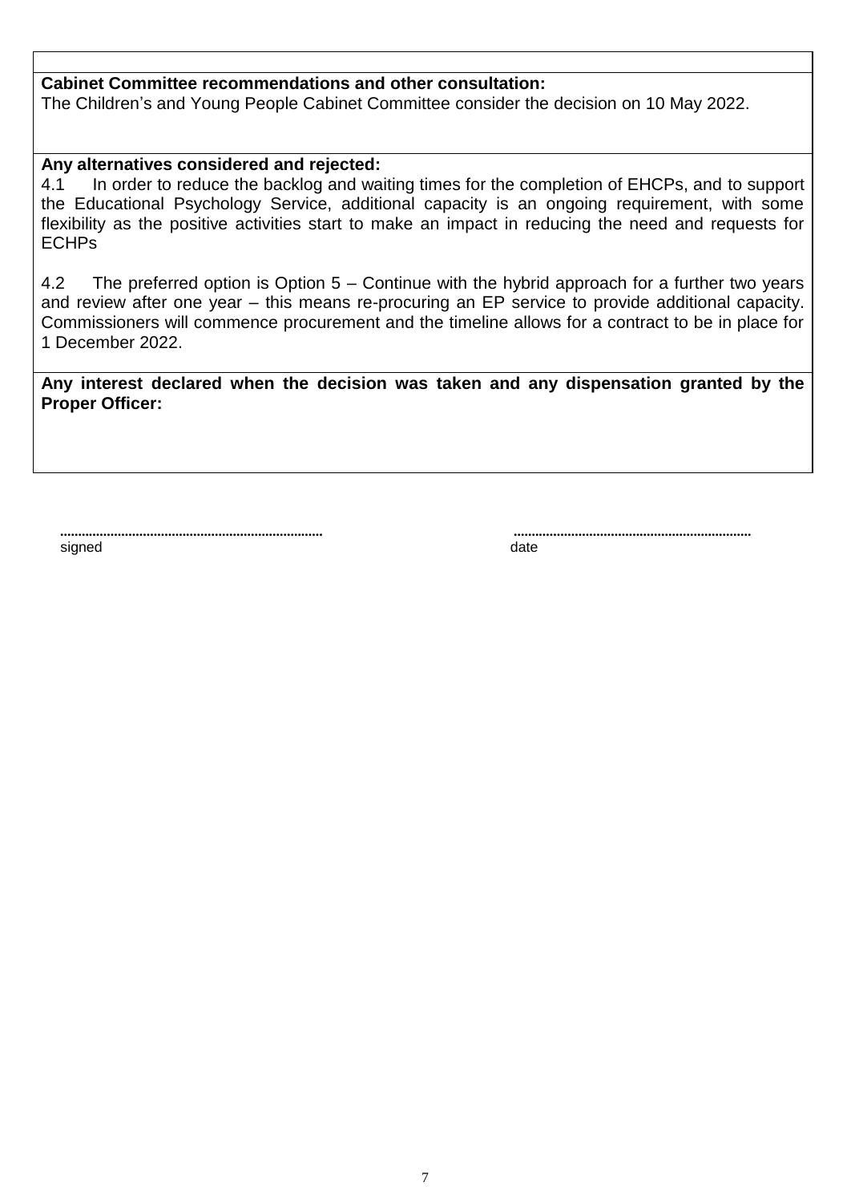**Cabinet Committee recommendations and other consultation:**
The Children's and Young People Cabinet Committee consider the decision on 10 May 2022.

**Any alternatives considered and rejected:**
4.1 In order to reduce the backlog and waiting times for the completion of EHCPs, and to support the Educational Psychology Service, additional capacity is an ongoing requirement, with some flexibility as the positive activities start to make an impact in reducing the need and requests for ECHPs

4.2 The preferred option is Option 5 – Continue with the hybrid approach for a further two years and review after one year – this means re-procuring an EP service to provide additional capacity. Commissioners will commence procurement and the timeline allows for a contract to be in place for 1 December 2022.

**Any interest declared when the decision was taken and any dispensation granted by the Proper Officer:**

.........................................................................
signed

.................................................................
date